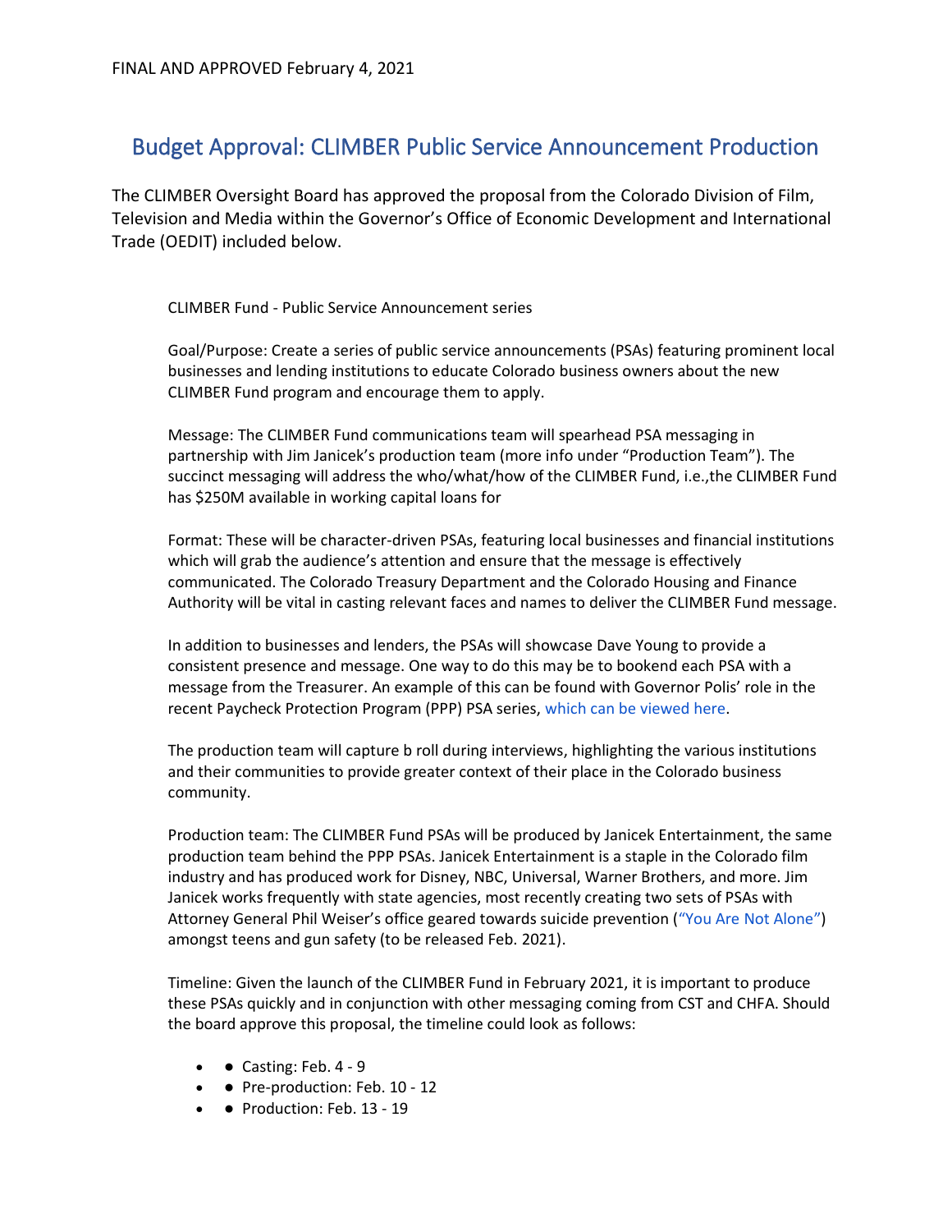FINAL AND APPROVED February 4, 2021

# Budget Approval: CLIMBER Public Service Announcement Production

The CLIMBER Oversight Board has approved the proposal from the Colorado Division of Film, Television and Media within the Governor's Office of Economic Development and International Trade (OEDIT) included below.

CLIMBER Fund - Public Service Announcement series

Goal/Purpose: Create a series of public service announcements (PSAs) featuring prominent local businesses and lending institutions to educate Colorado business owners about the new CLIMBER Fund program and encourage them to apply.

Message: The CLIMBER Fund communications team will spearhead PSA messaging in partnership with Jim Janicek's production team (more info under "Production Team"). The succinct messaging will address the who/what/how of the CLIMBER Fund, i.e.,the CLIMBER Fund has $250M available in working capital loans for

Format: These will be character-driven PSAs, featuring local businesses and financial institutions which will grab the audience's attention and ensure that the message is effectively communicated. The Colorado Treasury Department and the Colorado Housing and Finance Authority will be vital in casting relevant faces and names to deliver the CLIMBER Fund message.

In addition to businesses and lenders, the PSAs will showcase Dave Young to provide a consistent presence and message. One way to do this may be to bookend each PSA with a message from the Treasurer. An example of this can be found with Governor Polis' role in the recent Paycheck Protection Program (PPP) PSA series, which can be viewed here.

The production team will capture b roll during interviews, highlighting the various institutions and their communities to provide greater context of their place in the Colorado business community.

Production team: The CLIMBER Fund PSAs will be produced by Janicek Entertainment, the same production team behind the PPP PSAs. Janicek Entertainment is a staple in the Colorado film industry and has produced work for Disney, NBC, Universal, Warner Brothers, and more. Jim Janicek works frequently with state agencies, most recently creating two sets of PSAs with Attorney General Phil Weiser's office geared towards suicide prevention ("You Are Not Alone") amongst teens and gun safety (to be released Feb. 2021).

Timeline: Given the launch of the CLIMBER Fund in February 2021, it is important to produce these PSAs quickly and in conjunction with other messaging coming from CST and CHFA. Should the board approve this proposal, the timeline could look as follows:

- ● Casting: Feb. 4 - 9
- ● Pre-production: Feb. 10 - 12
- ● Production: Feb. 13 - 19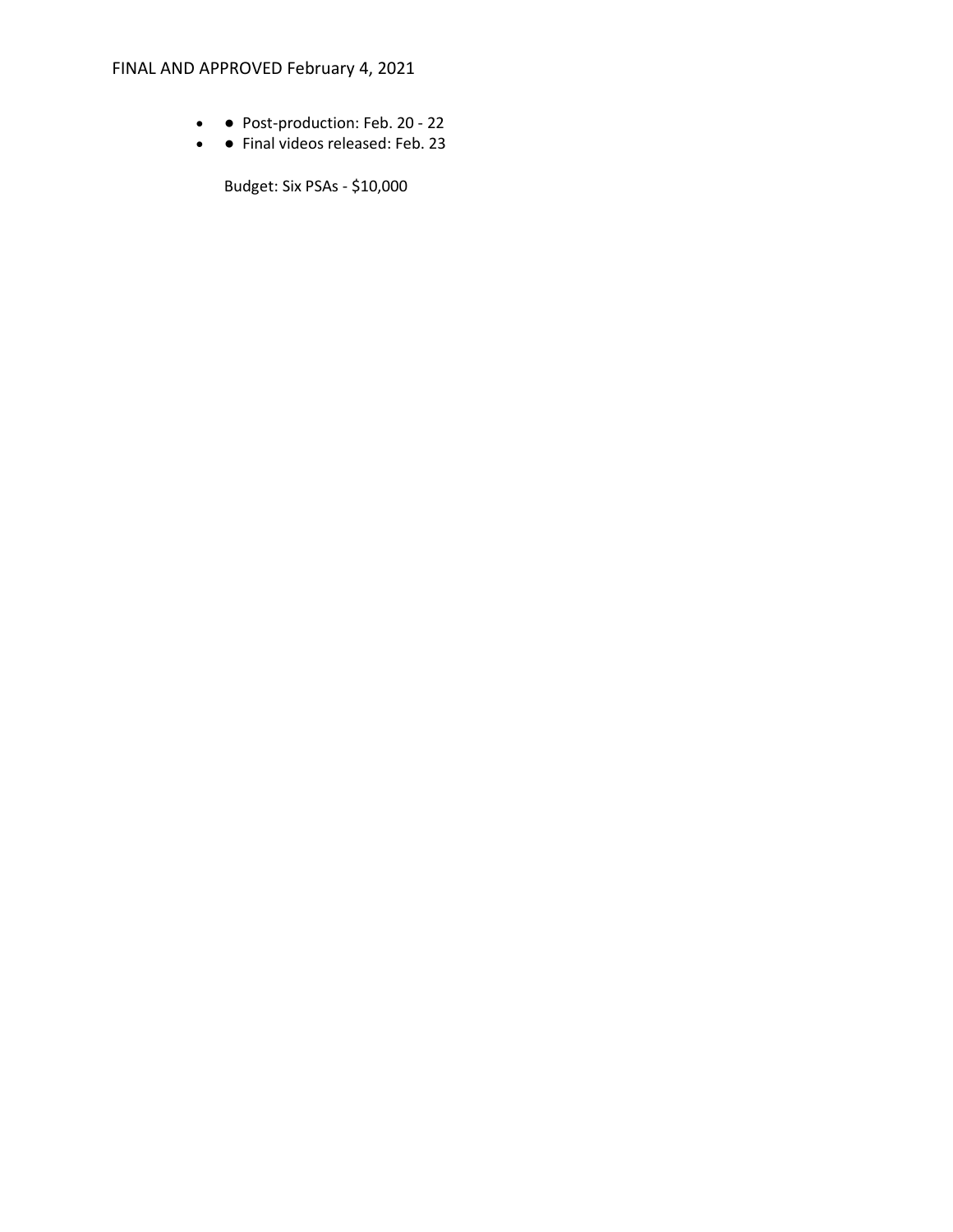- ● Post-production: Feb. 20 - 22
- ● Final videos released: Feb. 23

Budget: Six PSAs - $10,000